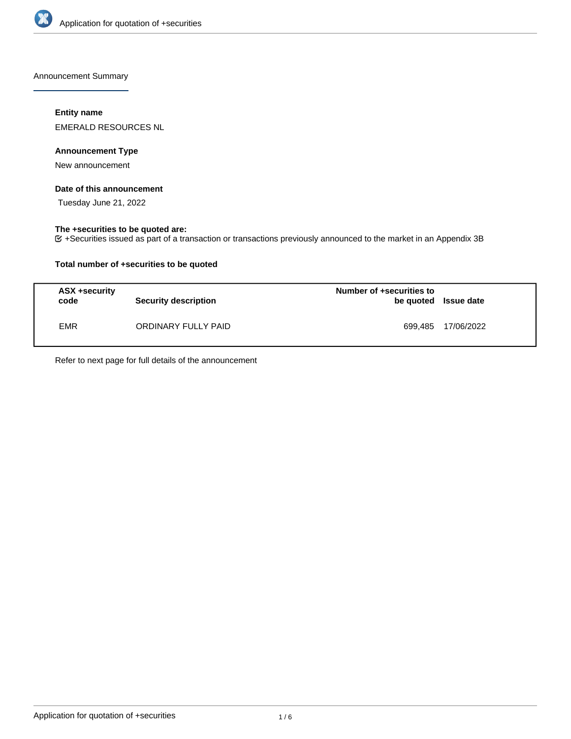Announcement Summary

**Entity name**

EMERALD RESOURCES NL

**Announcement Type**

New announcement

**Date of this announcement**

Tuesday June 21, 2022

**The +securities to be quoted are:**

+Securities issued as part of a transaction or transactions previously announced to the market in an Appendix 3B

**Total number of +securities to be quoted**

| ASX +security code | Security description | Number of +securities to be quoted | Issue date |
|---|---|---|---|
| EMR | ORDINARY FULLY PAID | 699,485 | 17/06/2022 |

Refer to next page for full details of the announcement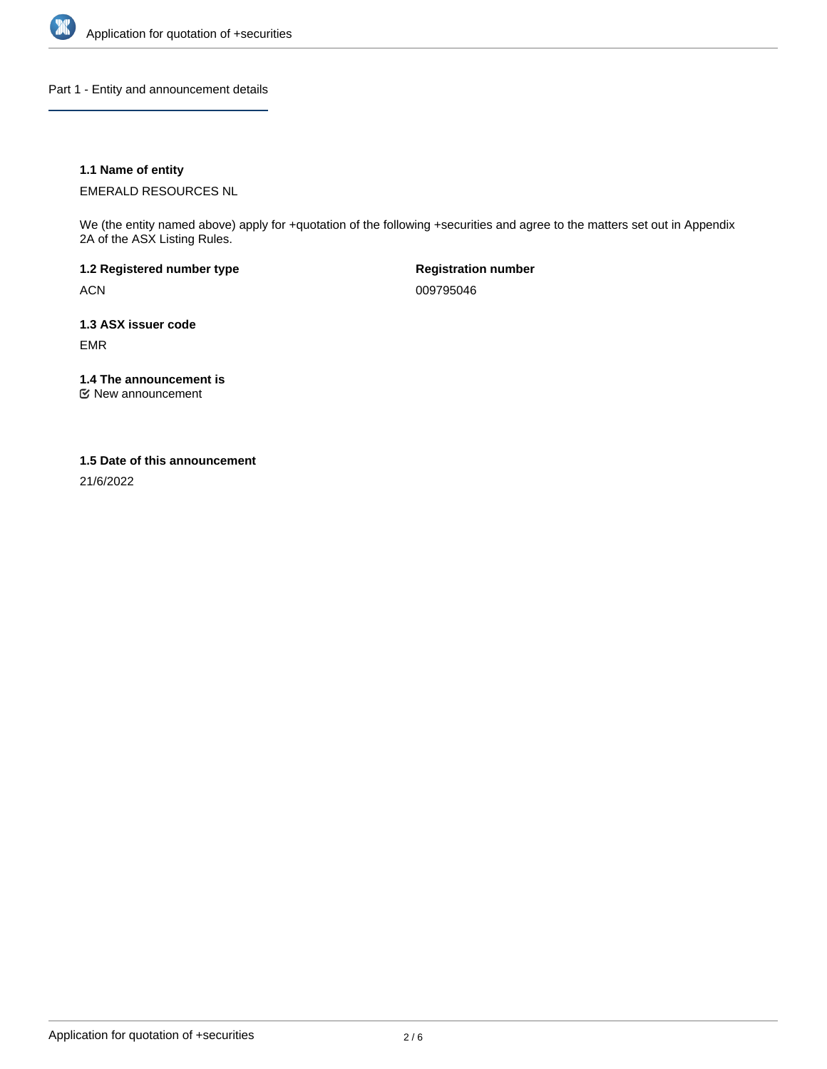## Part 1 - Entity and announcement details

**1.1 Name of entity**

EMERALD RESOURCES NL

We (the entity named above) apply for +quotation of the following +securities and agree to the matters set out in Appendix 2A of the ASX Listing Rules.

**1.2 Registered number type**

ACN

**Registration number**

009795046

**1.3 ASX issuer code**

EMR

**1.4 The announcement is**

☑ New announcement

**1.5 Date of this announcement**

21/6/2022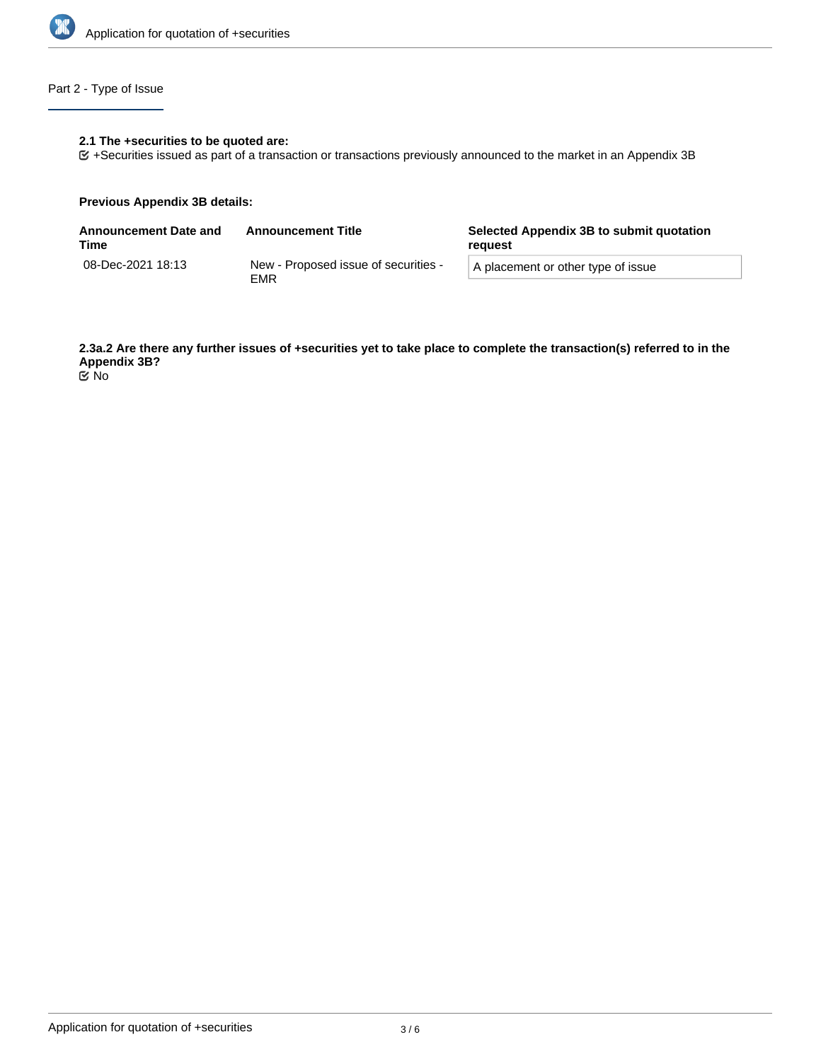## Part 2 - Type of Issue

**2.1 The +securities to be quoted are:**

☑ +Securities issued as part of a transaction or transactions previously announced to the market in an Appendix 3B

**Previous Appendix 3B details:**

| Announcement Date and Time | Announcement Title | Selected Appendix 3B to submit quotation request |
|---|---|---|
| 08-Dec-2021 18:13 | New - Proposed issue of securities - EMR | A placement or other type of issue |

**2.3a.2 Are there any further issues of +securities yet to take place to complete the transaction(s) referred to in the Appendix 3B?**

☑ No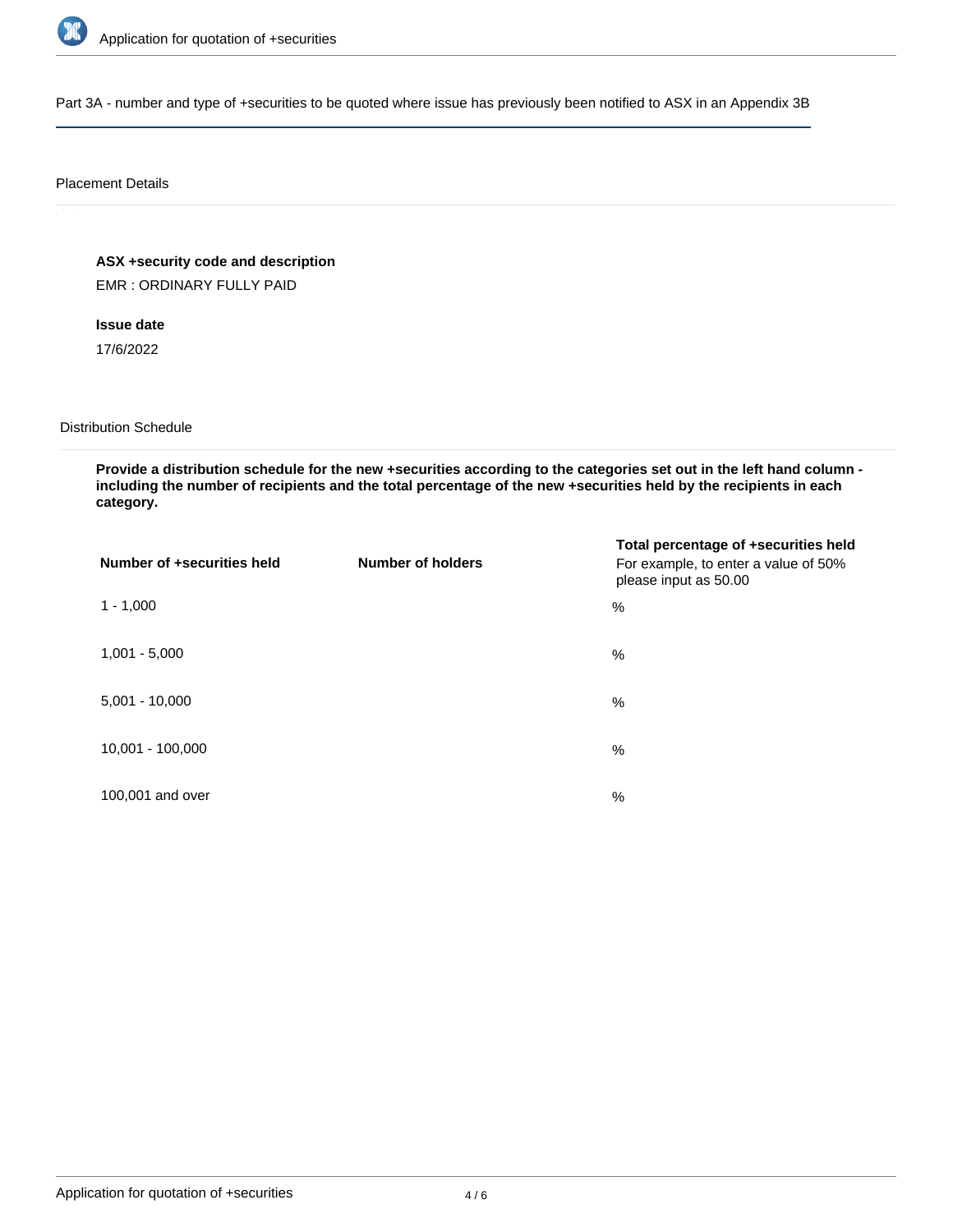Part 3A - number and type of +securities to be quoted where issue has previously been notified to ASX in an Appendix 3B

Placement Details

**ASX +security code and description**

EMR : ORDINARY FULLY PAID

**Issue date**

17/6/2022

Distribution Schedule

**Provide a distribution schedule for the new +securities according to the categories set out in the left hand column - including the number of recipients and the total percentage of the new +securities held by the recipients in each category.**

| Number of +securities held | Number of holders | Total percentage of +securities held<br>For example, to enter a value of 50% please input as 50.00 |
|---|---|---|
| 1 - 1,000 | | % |
| 1,001 - 5,000 | | % |
| 5,001 - 10,000 | | % |
| 10,001 - 100,000 | | % |
| 100,001 and over | | % |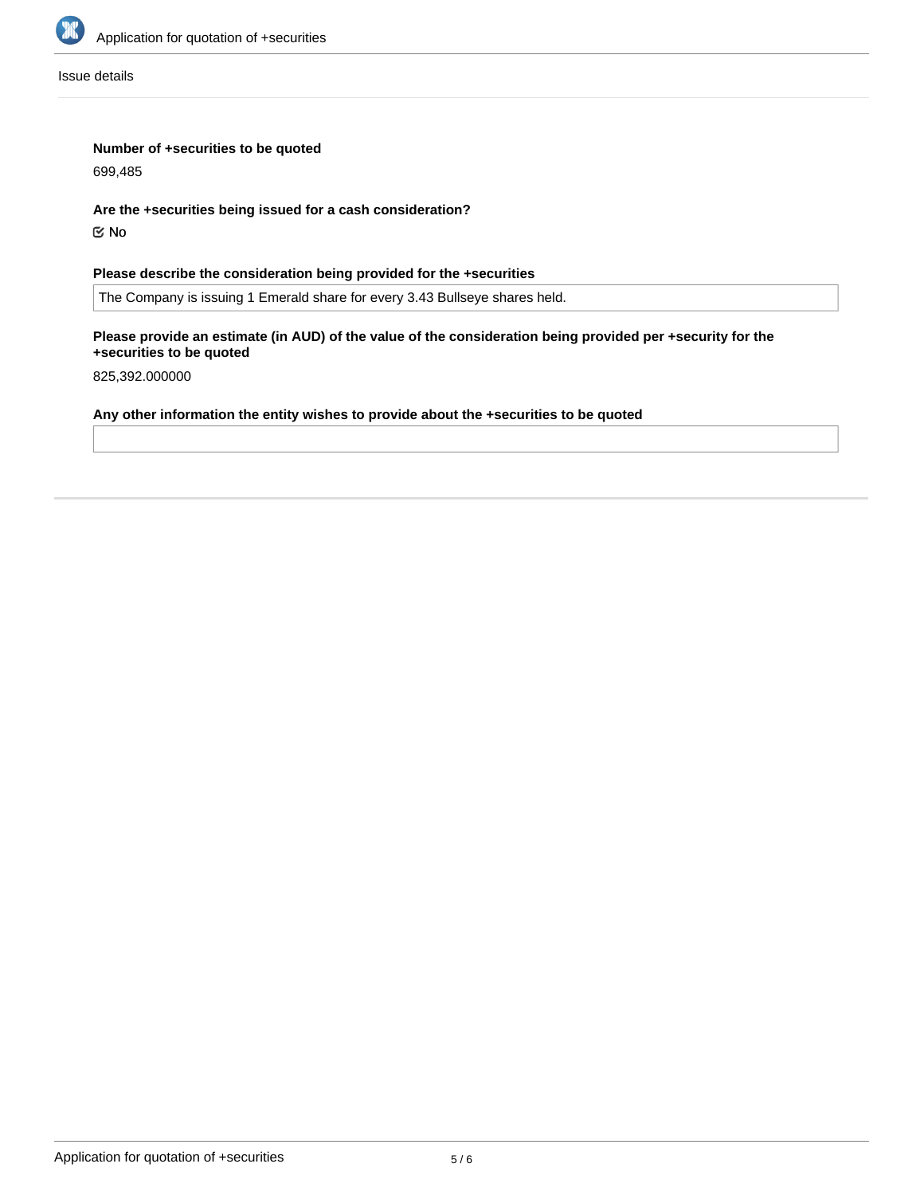Issue details

**Number of +securities to be quoted**

699,485

**Are the +securities being issued for a cash consideration?**

☑ No

**Please describe the consideration being provided for the +securities**

The Company is issuing 1 Emerald share for every 3.43 Bullseye shares held.

**Please provide an estimate (in AUD) of the value of the consideration being provided per +security for the +securities to be quoted**

825,392.000000

**Any other information the entity wishes to provide about the +securities to be quoted**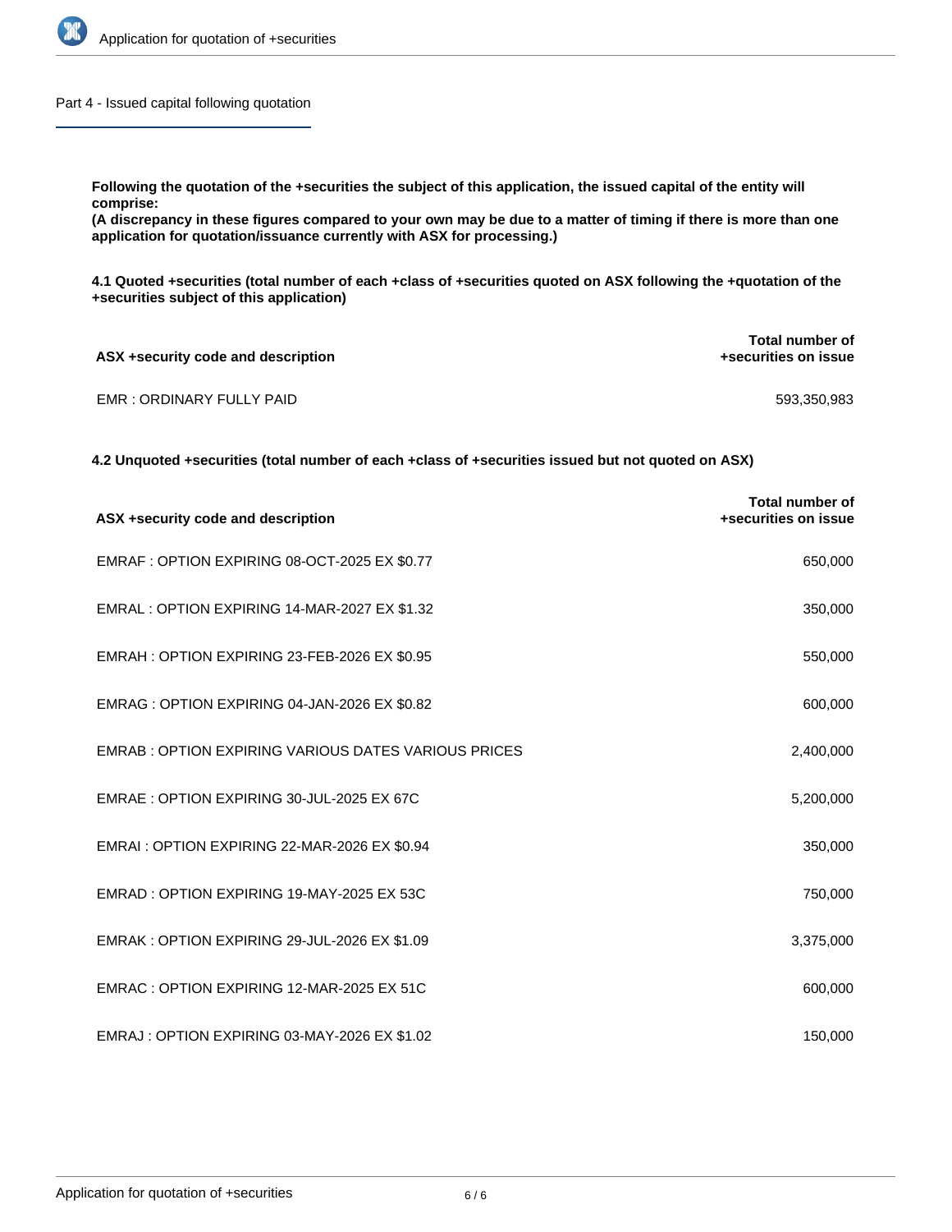## Part 4 - Issued capital following quotation

**Following the quotation of the +securities the subject of this application, the issued capital of the entity will comprise:**
**(A discrepancy in these figures compared to your own may be due to a matter of timing if there is more than one application for quotation/issuance currently with ASX for processing.)**

**4.1 Quoted +securities (total number of each +class of +securities quoted on ASX following the +quotation of the +securities subject of this application)**

| ASX +security code and description | Total number of +securities on issue |
|---|---|
| EMR : ORDINARY FULLY PAID | 593,350,983 |

**4.2 Unquoted +securities (total number of each +class of +securities issued but not quoted on ASX)**

| ASX +security code and description | Total number of +securities on issue |
|---|---|
| EMRAF : OPTION EXPIRING 08-OCT-2025 EX $0.77 | 650,000 |
| EMRAL : OPTION EXPIRING 14-MAR-2027 EX $1.32 | 350,000 |
| EMRAH : OPTION EXPIRING 23-FEB-2026 EX $0.95 | 550,000 |
| EMRAG : OPTION EXPIRING 04-JAN-2026 EX $0.82 | 600,000 |
| EMRAB : OPTION EXPIRING VARIOUS DATES VARIOUS PRICES | 2,400,000 |
| EMRAE : OPTION EXPIRING 30-JUL-2025 EX 67C | 5,200,000 |
| EMRAI : OPTION EXPIRING 22-MAR-2026 EX $0.94 | 350,000 |
| EMRAD : OPTION EXPIRING 19-MAY-2025 EX 53C | 750,000 |
| EMRAK : OPTION EXPIRING 29-JUL-2026 EX $1.09 | 3,375,000 |
| EMRAC : OPTION EXPIRING 12-MAR-2025 EX 51C | 600,000 |
| EMRAJ : OPTION EXPIRING 03-MAY-2026 EX $1.02 | 150,000 |